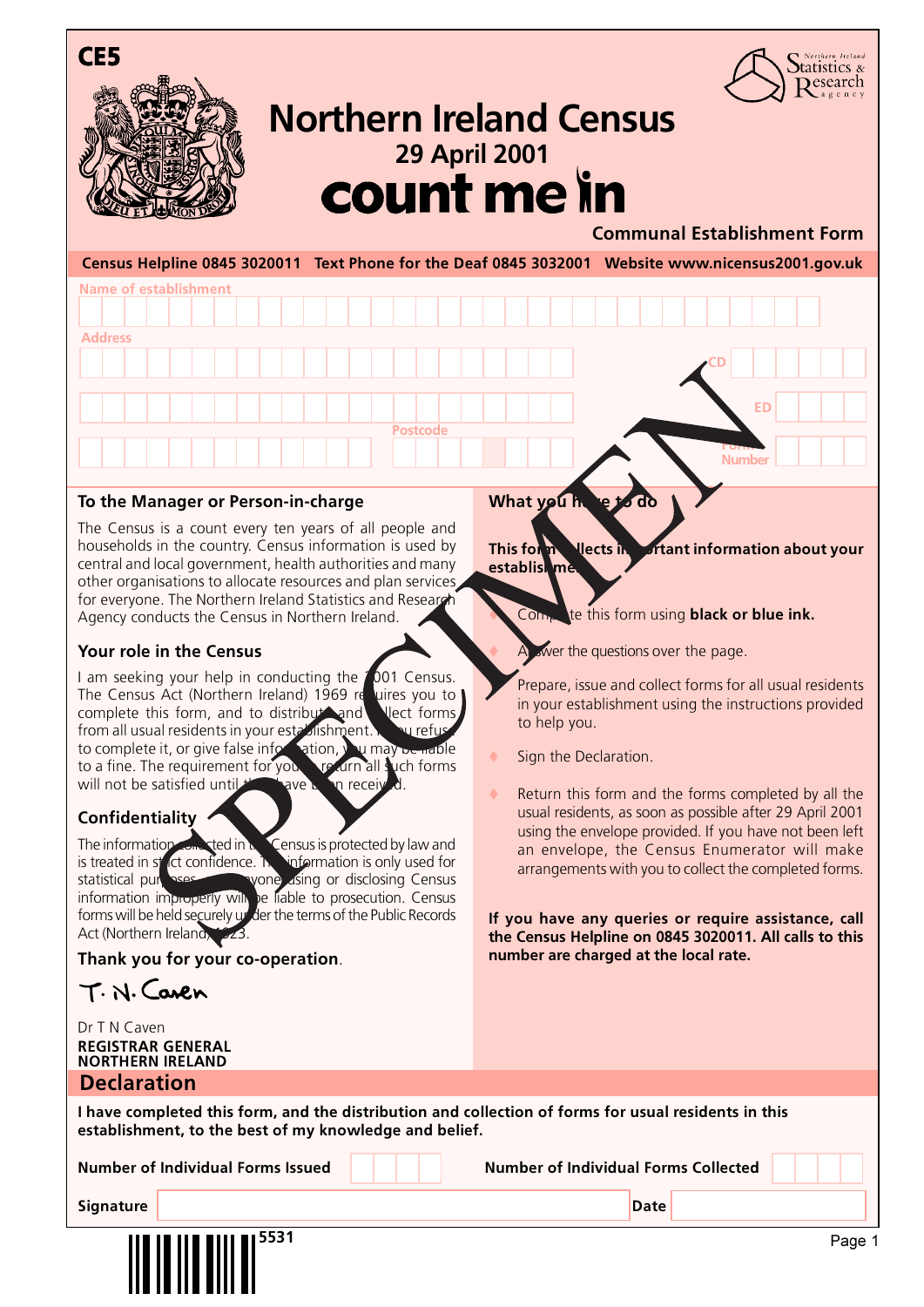CE5

# Northern Ireland Census

## 29 April 2001

## count me in

**Communal Establishment Form**

**Census Helpline 0845 3020011 Text Phone for the Deaf 0845 3032001 Website www.nicensus2001.gov.uk**

Name of establishment

Address

Postcode

CD

ED

Form Number

SPECIMEN

### To the Manager or Person-in-charge

The Census is a count every ten years of all people and households in the country. Census information is used by central and local government, health authorities and many other organisations to allocate resources and plan services for everyone. The Northern Ireland Statistics and Research Agency conducts the Census in Northern Ireland.

### Your role in the Census

I am seeking your help in conducting the 2001 Census. The Census Act (Northern Ireland) 1969 requires you to complete this form, and to distribute and collect forms from all usual residents in your establishment. If you refuse to complete it, or give false information, you may be liable to a fine. The requirement for you to return all such forms will not be satisfied until they have been received.

### Confidentiality

The information collected in the Census is protected by law and is treated in strict confidence. The information is only used for statistical purposes. Anyone using or disclosing Census information improperly will be liable to prosecution. Census forms will be held securely under the terms of the Public Records Act (Northern Ireland) 1923.

**Thank you for your co-operation**.

T. N. Caven

Dr T N Caven
**REGISTRAR GENERAL**
**NORTHERN IRELAND**

### What you have to do

**This form collects important information about your establishment.**

- Complete this form using **black or blue ink.**
- Answer the questions over the page.
- Prepare, issue and collect forms for all usual residents in your establishment using the instructions provided to help you.
- Sign the Declaration.
- Return this form and the forms completed by all the usual residents, as soon as possible after 29 April 2001 using the envelope provided. If you have not been left an envelope, the Census Enumerator will make arrangements with you to collect the completed forms.

**If you have any queries or require assistance, call the Census Helpline on 0845 3020011. All calls to this number are charged at the local rate.**

## Declaration

**I have completed this form, and the distribution and collection of forms for usual residents in this establishment, to the best of my knowledge and belief.**

**Number of Individual Forms Issued** ______ **Number of Individual Forms Collected** ______

**Signature** ______ **Date** ______

5531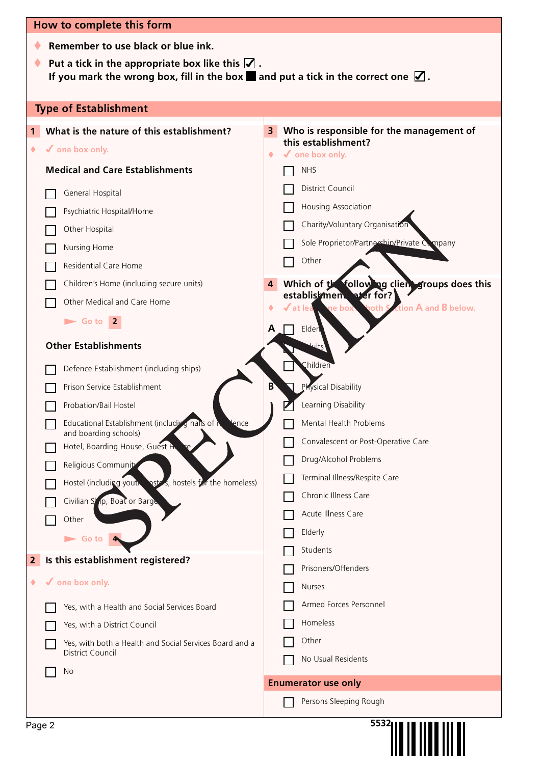## How to complete this form

- Remember to use black or blue ink.
- Put a tick in the appropriate box like this ☑ .
  If you mark the wrong box, fill in the box ■ and put a tick in the correct one ☑ .

## Type of Establishment

**1 What is the nature of this establishment?**

- ✓ one box only.

**Medical and Care Establishments**

- ☐ General Hospital
- ☐ Psychiatric Hospital/Home
- ☐ Other Hospital
- ☐ Nursing Home
- ☐ Residential Care Home
- ☐ Children's Home (including secure units)
- ☐ Other Medical and Care Home

► Go to **2**

**Other Establishments**

- ☐ Defence Establishment (including ships)
- ☐ Prison Service Establishment
- ☐ Probation/Bail Hostel
- ☐ Educational Establishment (including halls of residence and boarding schools)
- ☐ Hotel, Boarding House, Guest House
- ☐ Religious Community
- ☐ Hostel (including youth hostels, hostels for the homeless)
- ☐ Civilian Ship, Boat or Barge
- ☐ Other

► Go to **4**

**2 Is this establishment registered?**

- ✓ one box only.

- ☐ Yes, with a Health and Social Services Board
- ☐ Yes, with a District Council
- ☐ Yes, with both a Health and Social Services Board and a District Council
- ☐ No

**3 Who is responsible for the management of this establishment?**

- ✓ one box only.

- ☐ NHS
- ☐ District Council
- ☐ Housing Association
- ☐ Charity/Voluntary Organisation
- ☐ Sole Proprietor/Partnership/Private Company
- ☐ Other

**4 Which of the following client groups does this establishment cater for?**

- ✓ at least one box in both Section **A** and **B** below.

**A**

- ☐ Elderly
- ☐ Adults
- ☐ Children

**B**

- ☐ Physical Disability
- ☑ Learning Disability
- ☐ Mental Health Problems
- ☐ Convalescent or Post-Operative Care
- ☐ Drug/Alcohol Problems
- ☐ Terminal Illness/Respite Care
- ☐ Chronic Illness Care
- ☐ Acute Illness Care
- ☐ Elderly
- ☐ Students
- ☐ Prisoners/Offenders
- ☐ Nurses
- ☐ Armed Forces Personnel
- ☐ Homeless
- ☐ Other
- ☐ No Usual Residents

## Enumerator use only

- ☐ Persons Sleeping Rough

SPECIMEN

5532